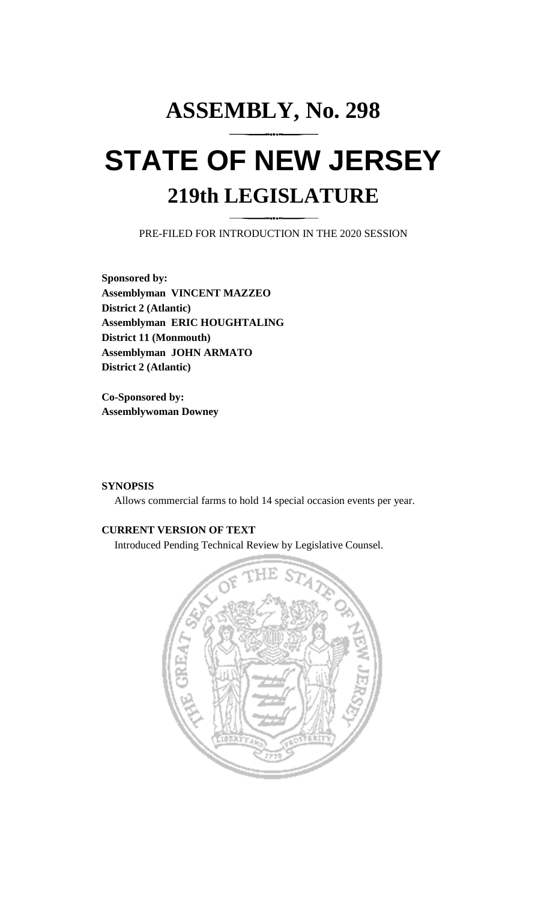# ASSEMBLY, No. 298

# STATE OF NEW JERSEY

## 219th LEGISLATURE

PRE-FILED FOR INTRODUCTION IN THE 2020 SESSION

**Sponsored by:**
**Assemblyman VINCENT MAZZEO**
**District 2 (Atlantic)**
**Assemblyman ERIC HOUGHTALING**
**District 11 (Monmouth)**
**Assemblyman JOHN ARMATO**
**District 2 (Atlantic)**

**Co-Sponsored by:**
**Assemblywoman Downey**

**SYNOPSIS**

Allows commercial farms to hold 14 special occasion events per year.

**CURRENT VERSION OF TEXT**

Introduced Pending Technical Review by Legislative Counsel.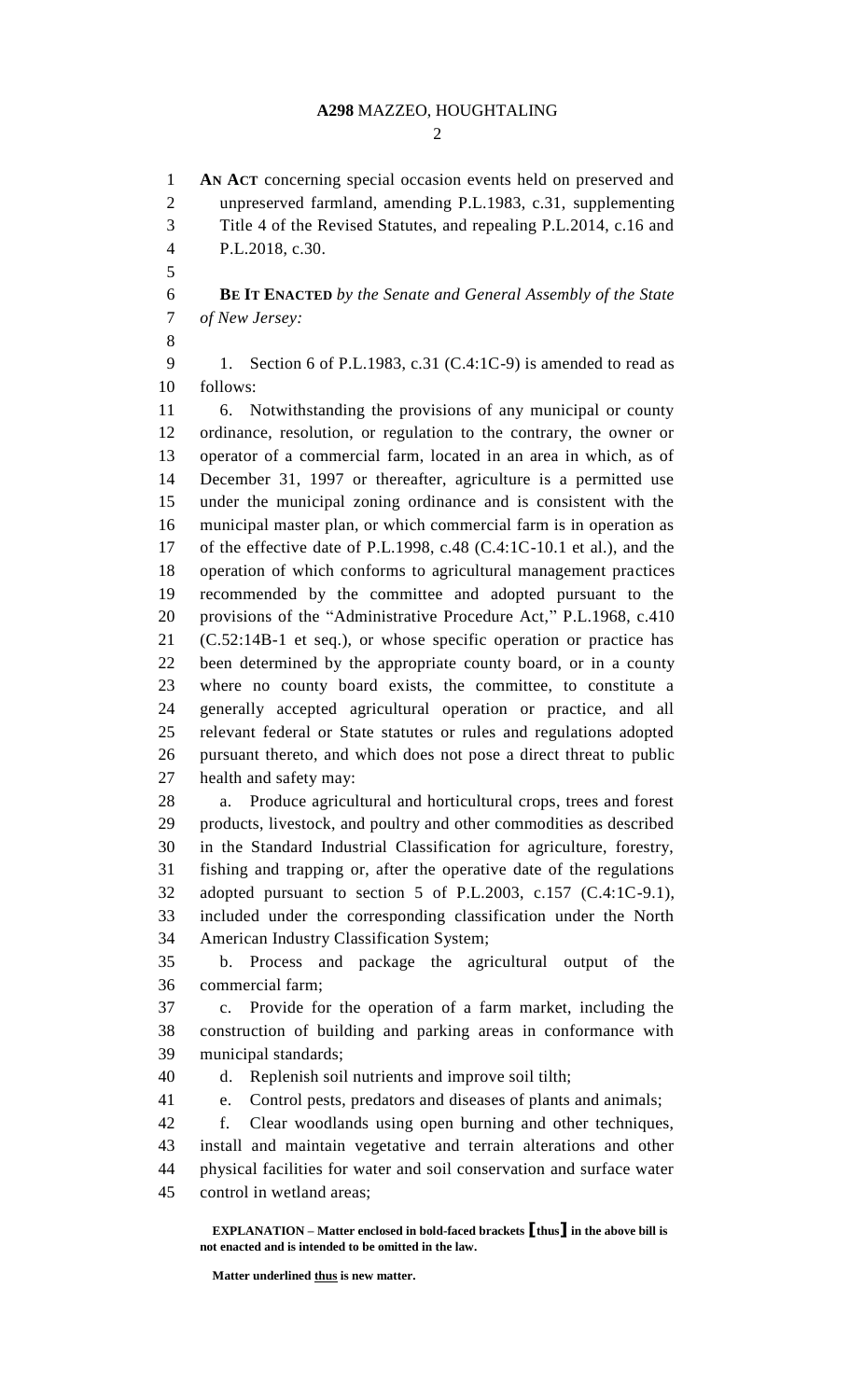**AN ACT** concerning special occasion events held on preserved and unpreserved farmland, amending P.L.1983, c.31, supplementing Title 4 of the Revised Statutes, and repealing P.L.2014, c.16 and P.L.2018, c.30.

**BE IT ENACTED** *by the Senate and General Assembly of the State of New Jersey:*

1. Section 6 of P.L.1983, c.31 (C.4:1C-9) is amended to read as follows:

6. Notwithstanding the provisions of any municipal or county ordinance, resolution, or regulation to the contrary, the owner or operator of a commercial farm, located in an area in which, as of December 31, 1997 or thereafter, agriculture is a permitted use under the municipal zoning ordinance and is consistent with the municipal master plan, or which commercial farm is in operation as of the effective date of P.L.1998, c.48 (C.4:1C-10.1 et al.), and the operation of which conforms to agricultural management practices recommended by the committee and adopted pursuant to the provisions of the "Administrative Procedure Act," P.L.1968, c.410 (C.52:14B-1 et seq.), or whose specific operation or practice has been determined by the appropriate county board, or in a county where no county board exists, the committee, to constitute a generally accepted agricultural operation or practice, and all relevant federal or State statutes or rules and regulations adopted pursuant thereto, and which does not pose a direct threat to public health and safety may:

a. Produce agricultural and horticultural crops, trees and forest products, livestock, and poultry and other commodities as described in the Standard Industrial Classification for agriculture, forestry, fishing and trapping or, after the operative date of the regulations adopted pursuant to section 5 of P.L.2003, c.157 (C.4:1C-9.1), included under the corresponding classification under the North American Industry Classification System;

b. Process and package the agricultural output of the commercial farm;

c. Provide for the operation of a farm market, including the construction of building and parking areas in conformance with municipal standards;

d. Replenish soil nutrients and improve soil tilth;

e. Control pests, predators and diseases of plants and animals;

f. Clear woodlands using open burning and other techniques, install and maintain vegetative and terrain alterations and other physical facilities for water and soil conservation and surface water control in wetland areas;

**EXPLANATION – Matter enclosed in bold-faced brackets [thus] in the above bill is not enacted and is intended to be omitted in the law.**

**Matter underlined thus is new matter.**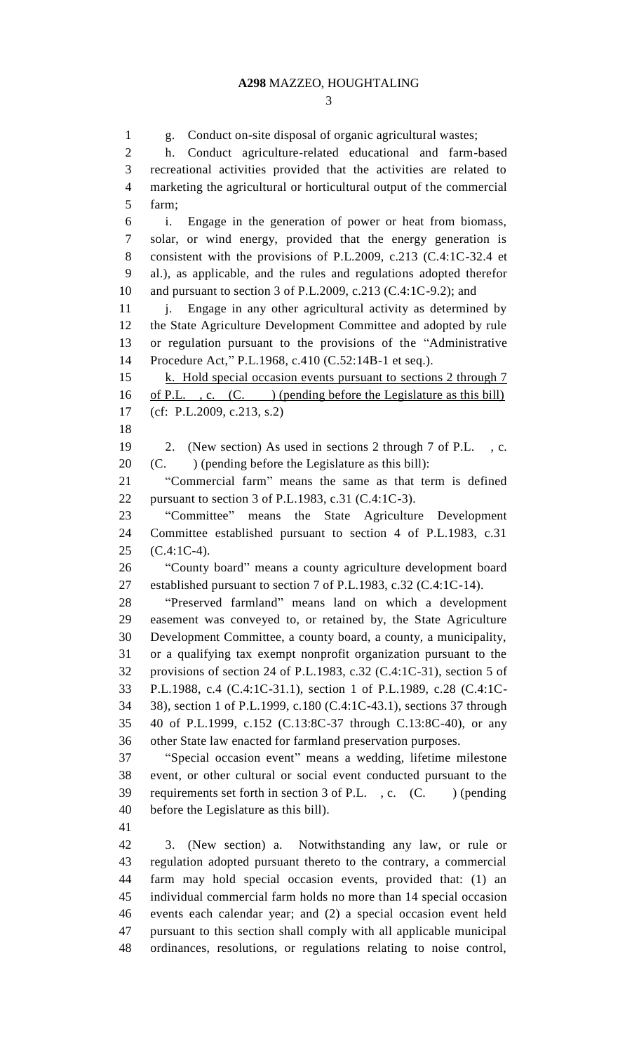g. Conduct on-site disposal of organic agricultural wastes;

h. Conduct agriculture-related educational and farm-based recreational activities provided that the activities are related to marketing the agricultural or horticultural output of the commercial farm;

i. Engage in the generation of power or heat from biomass, solar, or wind energy, provided that the energy generation is consistent with the provisions of P.L.2009, c.213 (C.4:1C-32.4 et al.), as applicable, and the rules and regulations adopted therefor and pursuant to section 3 of P.L.2009, c.213 (C.4:1C-9.2); and

j. Engage in any other agricultural activity as determined by the State Agriculture Development Committee and adopted by rule or regulation pursuant to the provisions of the "Administrative Procedure Act," P.L.1968, c.410 (C.52:14B-1 et seq.).

<u>k. Hold special occasion events pursuant to sections 2 through 7 of P.L. , c. (C. ) (pending before the Legislature as this bill)</u>

(cf: P.L.2009, c.213, s.2)

2. (New section) As used in sections 2 through 7 of P.L. , c. (C. ) (pending before the Legislature as this bill):

"Commercial farm" means the same as that term is defined pursuant to section 3 of P.L.1983, c.31 (C.4:1C-3).

"Committee" means the State Agriculture Development Committee established pursuant to section 4 of P.L.1983, c.31 (C.4:1C-4).

"County board" means a county agriculture development board established pursuant to section 7 of P.L.1983, c.32 (C.4:1C-14).

"Preserved farmland" means land on which a development easement was conveyed to, or retained by, the State Agriculture Development Committee, a county board, a county, a municipality, or a qualifying tax exempt nonprofit organization pursuant to the provisions of section 24 of P.L.1983, c.32 (C.4:1C-31), section 5 of P.L.1988, c.4 (C.4:1C-31.1), section 1 of P.L.1989, c.28 (C.4:1C-38), section 1 of P.L.1999, c.180 (C.4:1C-43.1), sections 37 through 40 of P.L.1999, c.152 (C.13:8C-37 through C.13:8C-40), or any other State law enacted for farmland preservation purposes.

"Special occasion event" means a wedding, lifetime milestone event, or other cultural or social event conducted pursuant to the requirements set forth in section 3 of P.L. , c. (C. ) (pending before the Legislature as this bill).

3. (New section) a. Notwithstanding any law, or rule or regulation adopted pursuant thereto to the contrary, a commercial farm may hold special occasion events, provided that: (1) an individual commercial farm holds no more than 14 special occasion events each calendar year; and (2) a special occasion event held pursuant to this section shall comply with all applicable municipal ordinances, resolutions, or regulations relating to noise control,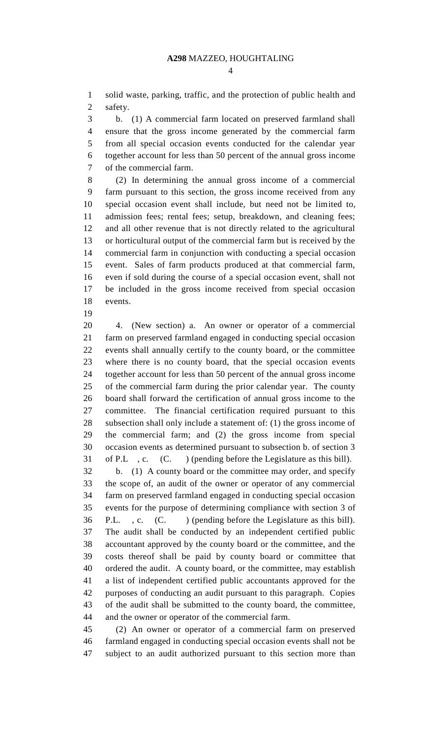solid waste, parking, traffic, and the protection of public health and safety.

b. (1) A commercial farm located on preserved farmland shall ensure that the gross income generated by the commercial farm from all special occasion events conducted for the calendar year together account for less than 50 percent of the annual gross income of the commercial farm.

(2) In determining the annual gross income of a commercial farm pursuant to this section, the gross income received from any special occasion event shall include, but need not be limited to, admission fees; rental fees; setup, breakdown, and cleaning fees; and all other revenue that is not directly related to the agricultural or horticultural output of the commercial farm but is received by the commercial farm in conjunction with conducting a special occasion event. Sales of farm products produced at that commercial farm, even if sold during the course of a special occasion event, shall not be included in the gross income received from special occasion events.

4. (New section) a. An owner or operator of a commercial farm on preserved farmland engaged in conducting special occasion events shall annually certify to the county board, or the committee where there is no county board, that the special occasion events together account for less than 50 percent of the annual gross income of the commercial farm during the prior calendar year. The county board shall forward the certification of annual gross income to the committee. The financial certification required pursuant to this subsection shall only include a statement of: (1) the gross income of the commercial farm; and (2) the gross income from special occasion events as determined pursuant to subsection b. of section 3 of P.L , c. (C. ) (pending before the Legislature as this bill).

b. (1) A county board or the committee may order, and specify the scope of, an audit of the owner or operator of any commercial farm on preserved farmland engaged in conducting special occasion events for the purpose of determining compliance with section 3 of P.L. , c. (C. ) (pending before the Legislature as this bill). The audit shall be conducted by an independent certified public accountant approved by the county board or the committee, and the costs thereof shall be paid by county board or committee that ordered the audit. A county board, or the committee, may establish a list of independent certified public accountants approved for the purposes of conducting an audit pursuant to this paragraph. Copies of the audit shall be submitted to the county board, the committee, and the owner or operator of the commercial farm.

(2) An owner or operator of a commercial farm on preserved farmland engaged in conducting special occasion events shall not be subject to an audit authorized pursuant to this section more than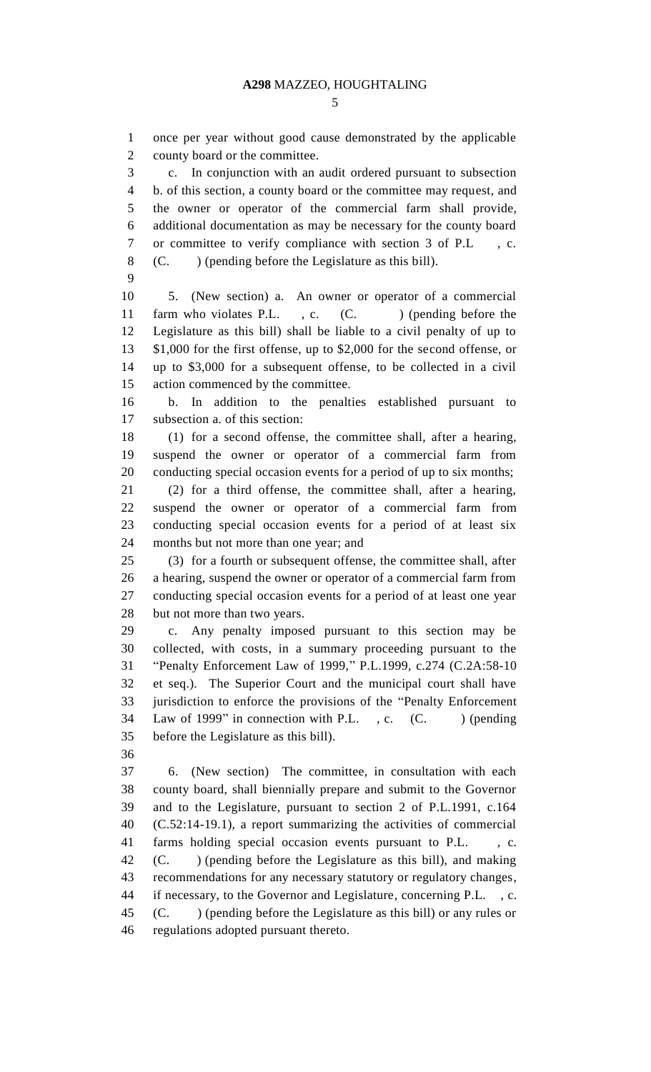once per year without good cause demonstrated by the applicable county board or the committee.

c. In conjunction with an audit ordered pursuant to subsection b. of this section, a county board or the committee may request, and the owner or operator of the commercial farm shall provide, additional documentation as may be necessary for the county board or committee to verify compliance with section 3 of P.L , c. (C. ) (pending before the Legislature as this bill).

5. (New section) a. An owner or operator of a commercial farm who violates P.L. , c. (C. ) (pending before the Legislature as this bill) shall be liable to a civil penalty of up to $1,000 for the first offense, up to $2,000 for the second offense, or up to $3,000 for a subsequent offense, to be collected in a civil action commenced by the committee.

b. In addition to the penalties established pursuant to subsection a. of this section:

(1) for a second offense, the committee shall, after a hearing, suspend the owner or operator of a commercial farm from conducting special occasion events for a period of up to six months;

(2) for a third offense, the committee shall, after a hearing, suspend the owner or operator of a commercial farm from conducting special occasion events for a period of at least six months but not more than one year; and

(3) for a fourth or subsequent offense, the committee shall, after a hearing, suspend the owner or operator of a commercial farm from conducting special occasion events for a period of at least one year but not more than two years.

c. Any penalty imposed pursuant to this section may be collected, with costs, in a summary proceeding pursuant to the "Penalty Enforcement Law of 1999," P.L.1999, c.274 (C.2A:58-10 et seq.). The Superior Court and the municipal court shall have jurisdiction to enforce the provisions of the "Penalty Enforcement Law of 1999" in connection with P.L. , c. (C. ) (pending before the Legislature as this bill).

6. (New section) The committee, in consultation with each county board, shall biennially prepare and submit to the Governor and to the Legislature, pursuant to section 2 of P.L.1991, c.164 (C.52:14-19.1), a report summarizing the activities of commercial farms holding special occasion events pursuant to P.L. , c. (C. ) (pending before the Legislature as this bill), and making recommendations for any necessary statutory or regulatory changes, if necessary, to the Governor and Legislature, concerning P.L. , c. (C. ) (pending before the Legislature as this bill) or any rules or regulations adopted pursuant thereto.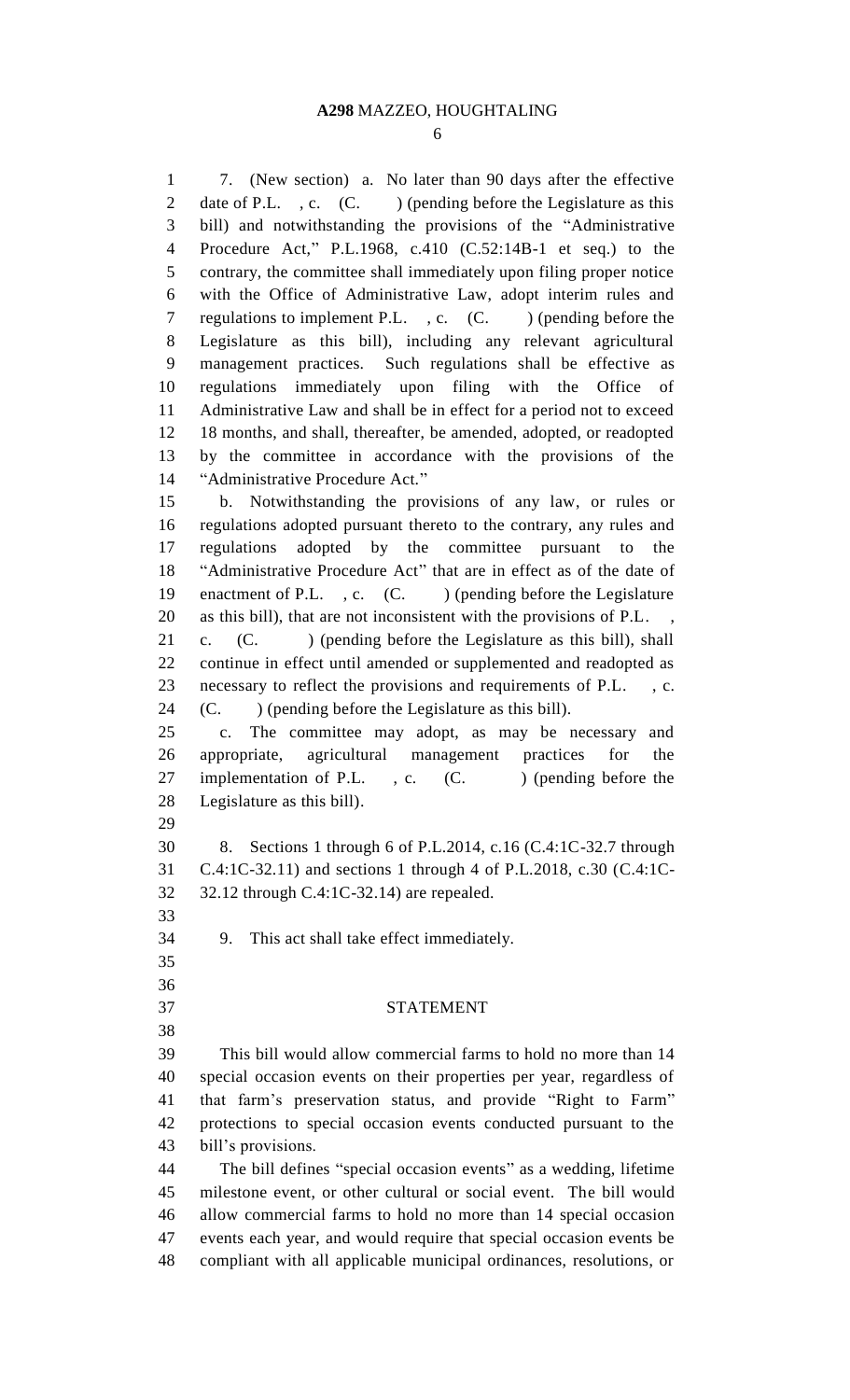7. (New section) a. No later than 90 days after the effective date of P.L. , c. (C. ) (pending before the Legislature as this bill) and notwithstanding the provisions of the "Administrative Procedure Act," P.L.1968, c.410 (C.52:14B-1 et seq.) to the contrary, the committee shall immediately upon filing proper notice with the Office of Administrative Law, adopt interim rules and regulations to implement P.L. , c. (C. ) (pending before the Legislature as this bill), including any relevant agricultural management practices. Such regulations shall be effective as regulations immediately upon filing with the Office of Administrative Law and shall be in effect for a period not to exceed 18 months, and shall, thereafter, be amended, adopted, or readopted by the committee in accordance with the provisions of the "Administrative Procedure Act."

b. Notwithstanding the provisions of any law, or rules or regulations adopted pursuant thereto to the contrary, any rules and regulations adopted by the committee pursuant to the "Administrative Procedure Act" that are in effect as of the date of enactment of P.L. , c. (C. ) (pending before the Legislature as this bill), that are not inconsistent with the provisions of P.L. , c. (C. ) (pending before the Legislature as this bill), shall continue in effect until amended or supplemented and readopted as necessary to reflect the provisions and requirements of P.L. , c. (C. ) (pending before the Legislature as this bill).

c. The committee may adopt, as may be necessary and appropriate, agricultural management practices for the implementation of P.L. , c. (C. ) (pending before the Legislature as this bill).

8. Sections 1 through 6 of P.L.2014, c.16 (C.4:1C-32.7 through C.4:1C-32.11) and sections 1 through 4 of P.L.2018, c.30 (C.4:1C-32.12 through C.4:1C-32.14) are repealed.

9. This act shall take effect immediately.

## STATEMENT

This bill would allow commercial farms to hold no more than 14 special occasion events on their properties per year, regardless of that farm's preservation status, and provide "Right to Farm" protections to special occasion events conducted pursuant to the bill's provisions.

The bill defines "special occasion events" as a wedding, lifetime milestone event, or other cultural or social event. The bill would allow commercial farms to hold no more than 14 special occasion events each year, and would require that special occasion events be compliant with all applicable municipal ordinances, resolutions, or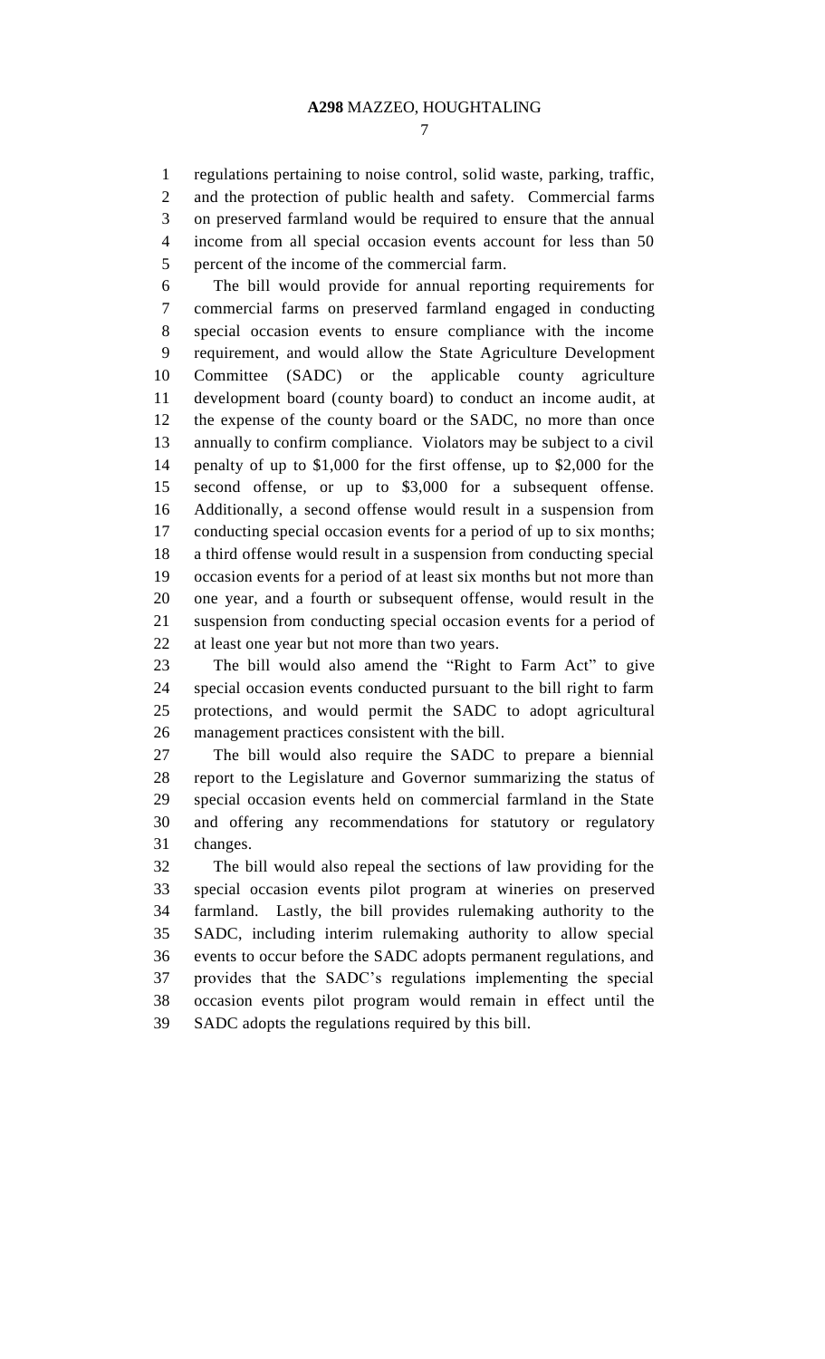regulations pertaining to noise control, solid waste, parking, traffic, and the protection of public health and safety. Commercial farms on preserved farmland would be required to ensure that the annual income from all special occasion events account for less than 50 percent of the income of the commercial farm.

The bill would provide for annual reporting requirements for commercial farms on preserved farmland engaged in conducting special occasion events to ensure compliance with the income requirement, and would allow the State Agriculture Development Committee (SADC) or the applicable county agriculture development board (county board) to conduct an income audit, at the expense of the county board or the SADC, no more than once annually to confirm compliance. Violators may be subject to a civil penalty of up to $1,000 for the first offense, up to $2,000 for the second offense, or up to $3,000 for a subsequent offense. Additionally, a second offense would result in a suspension from conducting special occasion events for a period of up to six months; a third offense would result in a suspension from conducting special occasion events for a period of at least six months but not more than one year, and a fourth or subsequent offense, would result in the suspension from conducting special occasion events for a period of at least one year but not more than two years.

The bill would also amend the "Right to Farm Act" to give special occasion events conducted pursuant to the bill right to farm protections, and would permit the SADC to adopt agricultural management practices consistent with the bill.

The bill would also require the SADC to prepare a biennial report to the Legislature and Governor summarizing the status of special occasion events held on commercial farmland in the State and offering any recommendations for statutory or regulatory changes.

The bill would also repeal the sections of law providing for the special occasion events pilot program at wineries on preserved farmland. Lastly, the bill provides rulemaking authority to the SADC, including interim rulemaking authority to allow special events to occur before the SADC adopts permanent regulations, and provides that the SADC's regulations implementing the special occasion events pilot program would remain in effect until the SADC adopts the regulations required by this bill.